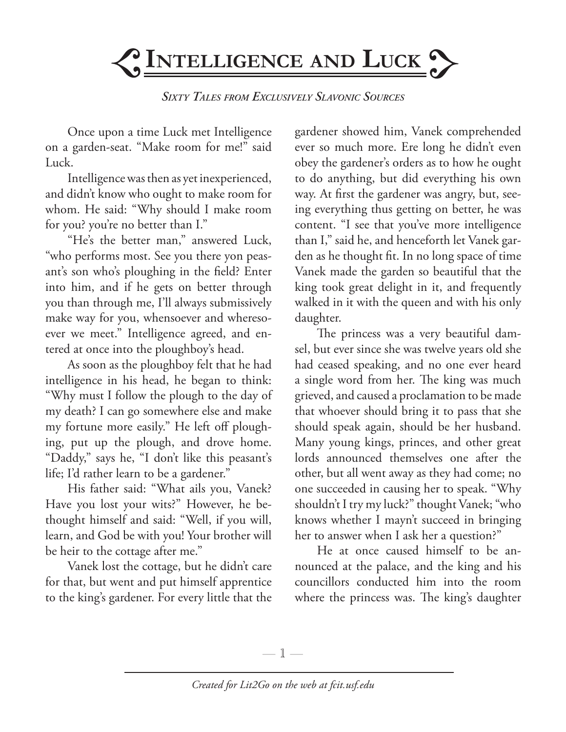# Intelligence and Luck

*Sixty Tales from Exclusively Slavonic Sources*

Once upon a time Luck met Intelligence on a garden-seat. "Make room for me!" said Luck.

Intelligence was then as yet inexperienced, and didn't know who ought to make room for whom. He said: "Why should I make room for you? you're no better than I."

"He's the better man," answered Luck, "who performs most. See you there yon peasant's son who's ploughing in the field? Enter into him, and if he gets on better through you than through me, I'll always submissively make way for you, whensoever and wheresoever we meet." Intelligence agreed, and entered at once into the ploughboy's head.

As soon as the ploughboy felt that he had intelligence in his head, he began to think: "Why must I follow the plough to the day of my death? I can go somewhere else and make my fortune more easily." He left off ploughing, put up the plough, and drove home. "Daddy," says he, "I don't like this peasant's life; I'd rather learn to be a gardener."

His father said: "What ails you, Vanek? Have you lost your wits?" However, he bethought himself and said: "Well, if you will, learn, and God be with you! Your brother will be heir to the cottage after me."

Vanek lost the cottage, but he didn't care for that, but went and put himself apprentice to the king's gardener. For every little that the gardener showed him, Vanek comprehended ever so much more. Ere long he didn't even obey the gardener's orders as to how he ought to do anything, but did everything his own way. At first the gardener was angry, but, seeing everything thus getting on better, he was content. "I see that you've more intelligence than I," said he, and henceforth let Vanek garden as he thought fit. In no long space of time Vanek made the garden so beautiful that the king took great delight in it, and frequently walked in it with the queen and with his only daughter.

The princess was a very beautiful damsel, but ever since she was twelve years old she had ceased speaking, and no one ever heard a single word from her. The king was much grieved, and caused a proclamation to be made that whoever should bring it to pass that she should speak again, should be her husband. Many young kings, princes, and other great lords announced themselves one after the other, but all went away as they had come; no one succeeded in causing her to speak. "Why shouldn't I try my luck?" thought Vanek; "who knows whether I mayn't succeed in bringing her to answer when I ask her a question?"

He at once caused himself to be announced at the palace, and the king and his councillors conducted him into the room where the princess was. The king's daughter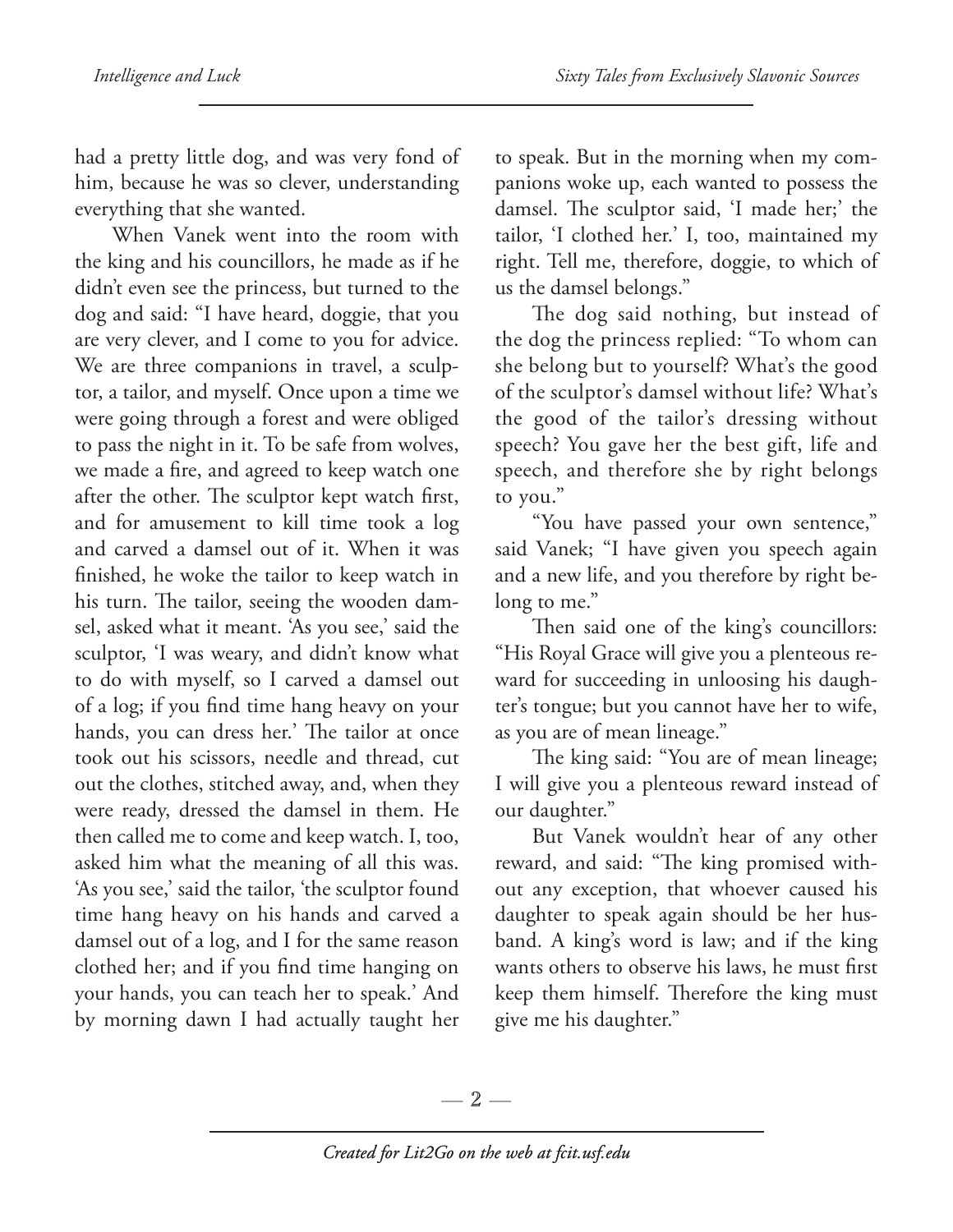had a pretty little dog, and was very fond of him, because he was so clever, understanding everything that she wanted.

When Vanek went into the room with the king and his councillors, he made as if he didn't even see the princess, but turned to the dog and said: "I have heard, doggie, that you are very clever, and I come to you for advice. We are three companions in travel, a sculptor, a tailor, and myself. Once upon a time we were going through a forest and were obliged to pass the night in it. To be safe from wolves, we made a fire, and agreed to keep watch one after the other. The sculptor kept watch first, and for amusement to kill time took a log and carved a damsel out of it. When it was finished, he woke the tailor to keep watch in his turn. The tailor, seeing the wooden damsel, asked what it meant. 'As you see,' said the sculptor, 'I was weary, and didn't know what to do with myself, so I carved a damsel out of a log; if you find time hang heavy on your hands, you can dress her.' The tailor at once took out his scissors, needle and thread, cut out the clothes, stitched away, and, when they were ready, dressed the damsel in them. He then called me to come and keep watch. I, too, asked him what the meaning of all this was. 'As you see,' said the tailor, 'the sculptor found time hang heavy on his hands and carved a damsel out of a log, and I for the same reason clothed her; and if you find time hanging on your hands, you can teach her to speak.' And by morning dawn I had actually taught her to speak. But in the morning when my companions woke up, each wanted to possess the damsel. The sculptor said, 'I made her;' the tailor, 'I clothed her.' I, too, maintained my right. Tell me, therefore, doggie, to which of us the damsel belongs."

The dog said nothing, but instead of the dog the princess replied: "To whom can she belong but to yourself? What's the good of the sculptor's damsel without life? What's the good of the tailor's dressing without speech? You gave her the best gift, life and speech, and therefore she by right belongs to you."

"You have passed your own sentence," said Vanek; "I have given you speech again and a new life, and you therefore by right belong to me."

Then said one of the king's councillors: "His Royal Grace will give you a plenteous reward for succeeding in unloosing his daughter's tongue; but you cannot have her to wife, as you are of mean lineage."

The king said: "You are of mean lineage; I will give you a plenteous reward instead of our daughter."

But Vanek wouldn't hear of any other reward, and said: "The king promised without any exception, that whoever caused his daughter to speak again should be her husband. A king's word is law; and if the king wants others to observe his laws, he must first keep them himself. Therefore the king must give me his daughter."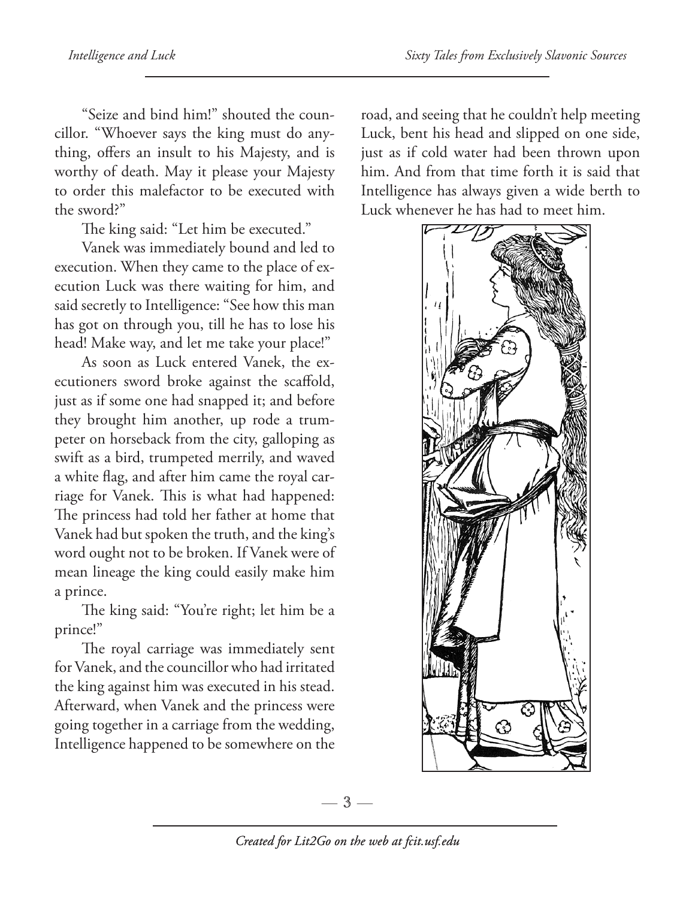"Seize and bind him!" shouted the councillor. "Whoever says the king must do anything, offers an insult to his Majesty, and is worthy of death. May it please your Majesty to order this malefactor to be executed with the sword?"

The king said: "Let him be executed."

Vanek was immediately bound and led to execution. When they came to the place of execution Luck was there waiting for him, and said secretly to Intelligence: "See how this man has got on through you, till he has to lose his head! Make way, and let me take your place!"

As soon as Luck entered Vanek, the executioners sword broke against the scaffold, just as if some one had snapped it; and before they brought him another, up rode a trumpeter on horseback from the city, galloping as swift as a bird, trumpeted merrily, and waved a white flag, and after him came the royal carriage for Vanek. This is what had happened: The princess had told her father at home that Vanek had but spoken the truth, and the king's word ought not to be broken. If Vanek were of mean lineage the king could easily make him a prince.

The king said: "You're right; let him be a prince!"

The royal carriage was immediately sent for Vanek, and the councillor who had irritated the king against him was executed in his stead. Afterward, when Vanek and the princess were going together in a carriage from the wedding, Intelligence happened to be somewhere on the road, and seeing that he couldn't help meeting Luck, bent his head and slipped on one side, just as if cold water had been thrown upon him. And from that time forth it is said that Intelligence has always given a wide berth to Luck whenever he has had to meet him.